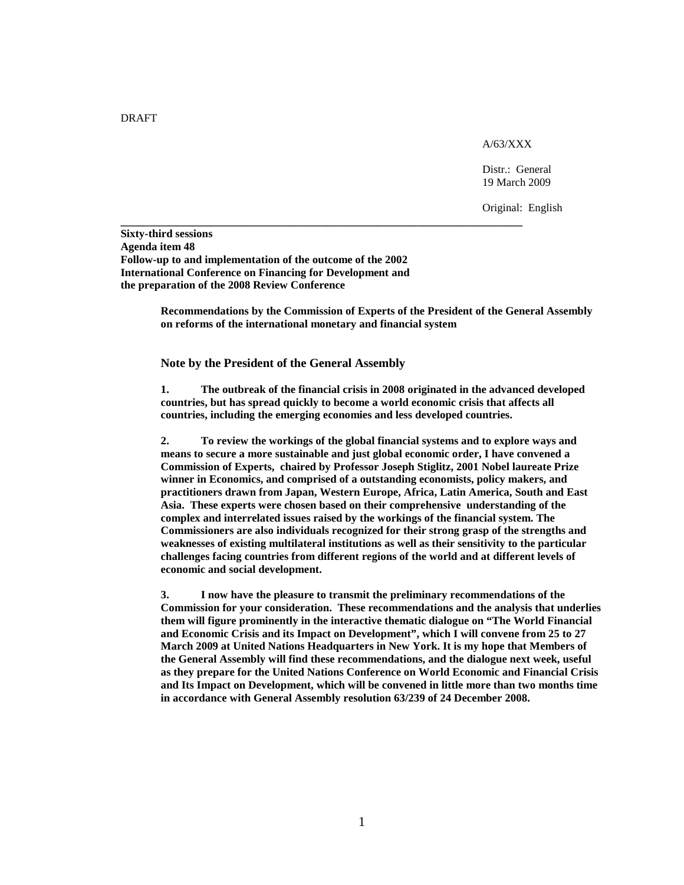DRAFT

A/63/XXX

Distr.: General
19 March 2009

Original: English

---

**Sixty-third sessions**
**Agenda item 48**
**Follow-up to and implementation of the outcome of the 2002 International Conference on Financing for Development and the preparation of the 2008 Review Conference**

**Recommendations by the Commission of Experts of the President of the General Assembly on reforms of the international monetary and financial system**

## Note by the President of the General Assembly

**1. The outbreak of the financial crisis in 2008 originated in the advanced developed countries, but has spread quickly to become a world economic crisis that affects all countries, including the emerging economies and less developed countries.**

**2. To review the workings of the global financial systems and to explore ways and means to secure a more sustainable and just global economic order, I have convened a Commission of Experts, chaired by Professor Joseph Stiglitz, 2001 Nobel laureate Prize winner in Economics, and comprised of a outstanding economists, policy makers, and practitioners drawn from Japan, Western Europe, Africa, Latin America, South and East Asia. These experts were chosen based on their comprehensive understanding of the complex and interrelated issues raised by the workings of the financial system. The Commissioners are also individuals recognized for their strong grasp of the strengths and weaknesses of existing multilateral institutions as well as their sensitivity to the particular challenges facing countries from different regions of the world and at different levels of economic and social development.**

**3. I now have the pleasure to transmit the preliminary recommendations of the Commission for your consideration. These recommendations and the analysis that underlies them will figure prominently in the interactive thematic dialogue on "The World Financial and Economic Crisis and its Impact on Development", which I will convene from 25 to 27 March 2009 at United Nations Headquarters in New York. It is my hope that Members of the General Assembly will find these recommendations, and the dialogue next week, useful as they prepare for the United Nations Conference on World Economic and Financial Crisis and Its Impact on Development, which will be convened in little more than two months time in accordance with General Assembly resolution 63/239 of 24 December 2008.**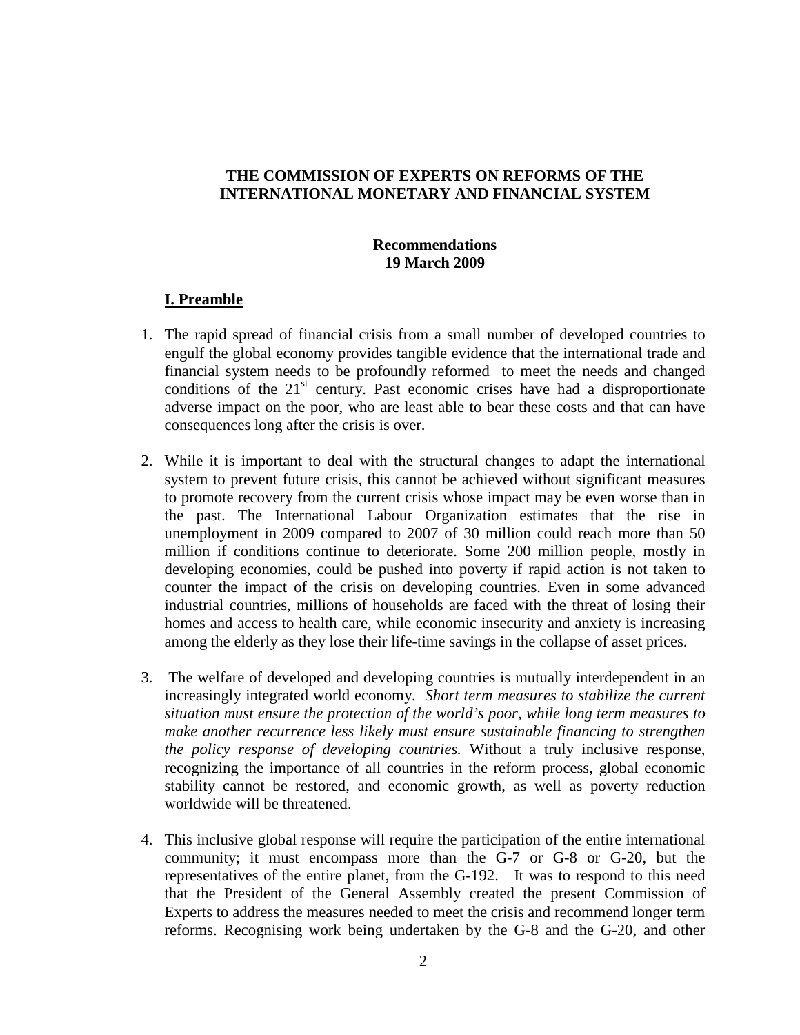**THE COMMISSION OF EXPERTS ON REFORMS OF THE INTERNATIONAL MONETARY AND FINANCIAL SYSTEM**

**Recommendations**
**19 March 2009**

## I. Preamble

1. The rapid spread of financial crisis from a small number of developed countries to engulf the global economy provides tangible evidence that the international trade and financial system needs to be profoundly reformed to meet the needs and changed conditions of the 21st century. Past economic crises have had a disproportionate adverse impact on the poor, who are least able to bear these costs and that can have consequences long after the crisis is over.

2. While it is important to deal with the structural changes to adapt the international system to prevent future crisis, this cannot be achieved without significant measures to promote recovery from the current crisis whose impact may be even worse than in the past. The International Labour Organization estimates that the rise in unemployment in 2009 compared to 2007 of 30 million could reach more than 50 million if conditions continue to deteriorate. Some 200 million people, mostly in developing economies, could be pushed into poverty if rapid action is not taken to counter the impact of the crisis on developing countries. Even in some advanced industrial countries, millions of households are faced with the threat of losing their homes and access to health care, while economic insecurity and anxiety is increasing among the elderly as they lose their life-time savings in the collapse of asset prices.

3. The welfare of developed and developing countries is mutually interdependent in an increasingly integrated world economy. *Short term measures to stabilize the current situation must ensure the protection of the world's poor, while long term measures to make another recurrence less likely must ensure sustainable financing to strengthen the policy response of developing countries.* Without a truly inclusive response, recognizing the importance of all countries in the reform process, global economic stability cannot be restored, and economic growth, as well as poverty reduction worldwide will be threatened.

4. This inclusive global response will require the participation of the entire international community; it must encompass more than the G-7 or G-8 or G-20, but the representatives of the entire planet, from the G-192. It was to respond to this need that the President of the General Assembly created the present Commission of Experts to address the measures needed to meet the crisis and recommend longer term reforms. Recognising work being undertaken by the G-8 and the G-20, and other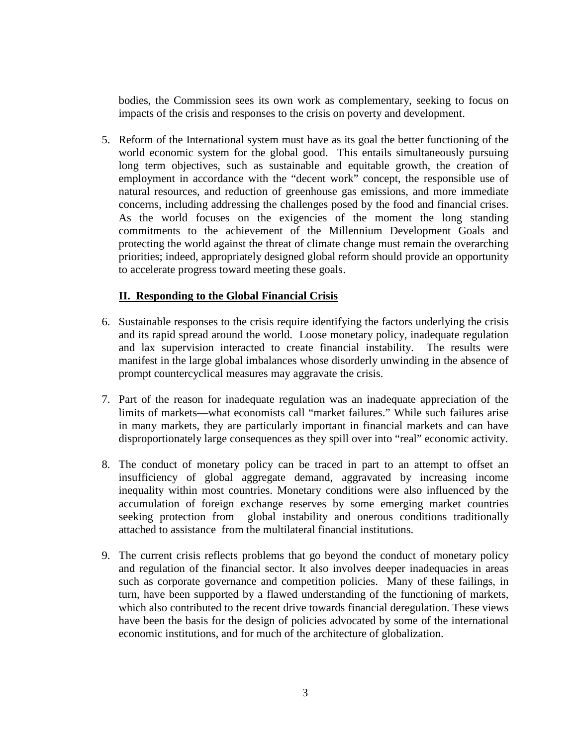bodies, the Commission sees its own work as complementary, seeking to focus on impacts of the crisis and responses to the crisis on poverty and development.

5. Reform of the International system must have as its goal the better functioning of the world economic system for the global good. This entails simultaneously pursuing long term objectives, such as sustainable and equitable growth, the creation of employment in accordance with the "decent work" concept, the responsible use of natural resources, and reduction of greenhouse gas emissions, and more immediate concerns, including addressing the challenges posed by the food and financial crises. As the world focuses on the exigencies of the moment the long standing commitments to the achievement of the Millennium Development Goals and protecting the world against the threat of climate change must remain the overarching priorities; indeed, appropriately designed global reform should provide an opportunity to accelerate progress toward meeting these goals.

## II. Responding to the Global Financial Crisis

6. Sustainable responses to the crisis require identifying the factors underlying the crisis and its rapid spread around the world. Loose monetary policy, inadequate regulation and lax supervision interacted to create financial instability. The results were manifest in the large global imbalances whose disorderly unwinding in the absence of prompt countercyclical measures may aggravate the crisis.

7. Part of the reason for inadequate regulation was an inadequate appreciation of the limits of markets—what economists call "market failures." While such failures arise in many markets, they are particularly important in financial markets and can have disproportionately large consequences as they spill over into "real" economic activity.

8. The conduct of monetary policy can be traced in part to an attempt to offset an insufficiency of global aggregate demand, aggravated by increasing income inequality within most countries. Monetary conditions were also influenced by the accumulation of foreign exchange reserves by some emerging market countries seeking protection from global instability and onerous conditions traditionally attached to assistance from the multilateral financial institutions.

9. The current crisis reflects problems that go beyond the conduct of monetary policy and regulation of the financial sector. It also involves deeper inadequacies in areas such as corporate governance and competition policies. Many of these failings, in turn, have been supported by a flawed understanding of the functioning of markets, which also contributed to the recent drive towards financial deregulation. These views have been the basis for the design of policies advocated by some of the international economic institutions, and for much of the architecture of globalization.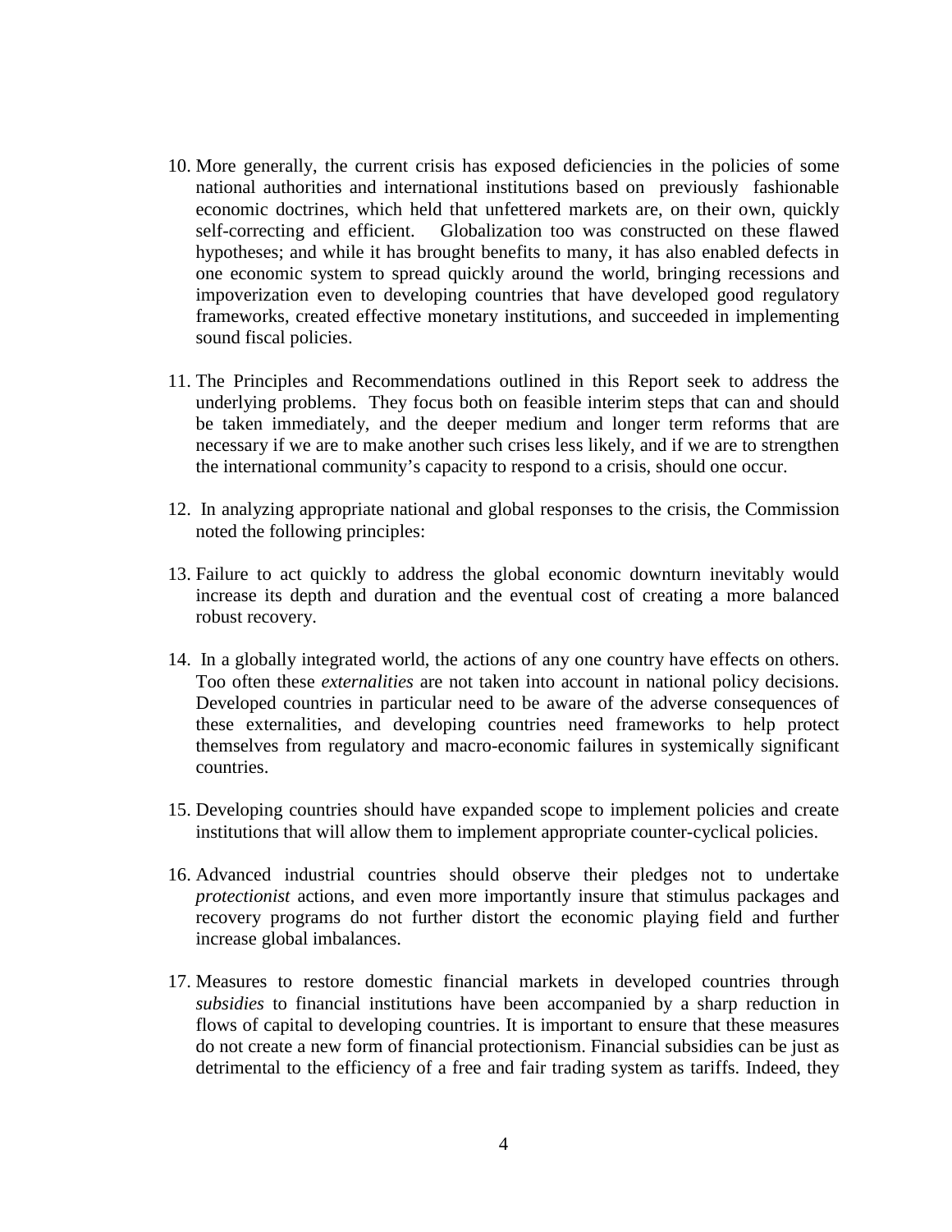10. More generally, the current crisis has exposed deficiencies in the policies of some national authorities and international institutions based on previously fashionable economic doctrines, which held that unfettered markets are, on their own, quickly self-correcting and efficient. Globalization too was constructed on these flawed hypotheses; and while it has brought benefits to many, it has also enabled defects in one economic system to spread quickly around the world, bringing recessions and impoverization even to developing countries that have developed good regulatory frameworks, created effective monetary institutions, and succeeded in implementing sound fiscal policies.

11. The Principles and Recommendations outlined in this Report seek to address the underlying problems. They focus both on feasible interim steps that can and should be taken immediately, and the deeper medium and longer term reforms that are necessary if we are to make another such crises less likely, and if we are to strengthen the international community's capacity to respond to a crisis, should one occur.

12. In analyzing appropriate national and global responses to the crisis, the Commission noted the following principles:

13. Failure to act quickly to address the global economic downturn inevitably would increase its depth and duration and the eventual cost of creating a more balanced robust recovery.

14. In a globally integrated world, the actions of any one country have effects on others. Too often these *externalities* are not taken into account in national policy decisions. Developed countries in particular need to be aware of the adverse consequences of these externalities, and developing countries need frameworks to help protect themselves from regulatory and macro-economic failures in systemically significant countries.

15. Developing countries should have expanded scope to implement policies and create institutions that will allow them to implement appropriate counter-cyclical policies.

16. Advanced industrial countries should observe their pledges not to undertake *protectionist* actions, and even more importantly insure that stimulus packages and recovery programs do not further distort the economic playing field and further increase global imbalances.

17. Measures to restore domestic financial markets in developed countries through *subsidies* to financial institutions have been accompanied by a sharp reduction in flows of capital to developing countries. It is important to ensure that these measures do not create a new form of financial protectionism. Financial subsidies can be just as detrimental to the efficiency of a free and fair trading system as tariffs. Indeed, they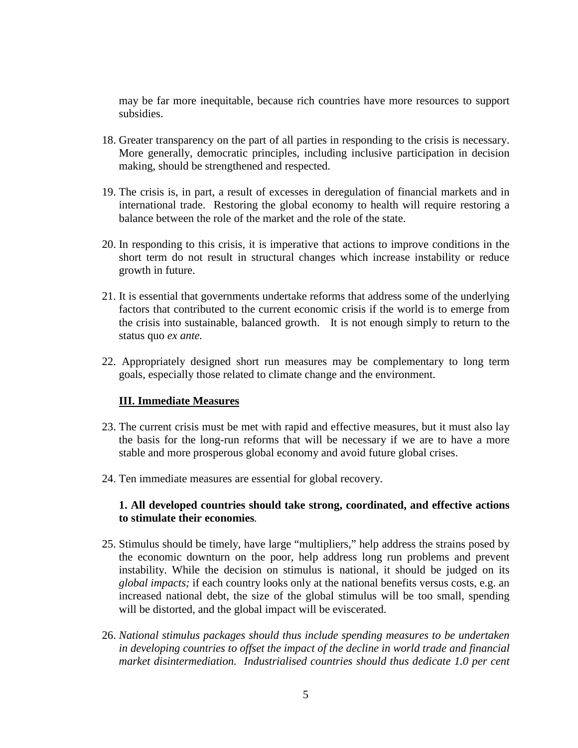may be far more inequitable, because rich countries have more resources to support subsidies.

18. Greater transparency on the part of all parties in responding to the crisis is necessary. More generally, democratic principles, including inclusive participation in decision making, should be strengthened and respected.

19. The crisis is, in part, a result of excesses in deregulation of financial markets and in international trade. Restoring the global economy to health will require restoring a balance between the role of the market and the role of the state.

20. In responding to this crisis, it is imperative that actions to improve conditions in the short term do not result in structural changes which increase instability or reduce growth in future.

21. It is essential that governments undertake reforms that address some of the underlying factors that contributed to the current economic crisis if the world is to emerge from the crisis into sustainable, balanced growth. It is not enough simply to return to the status quo *ex ante.*

22. Appropriately designed short run measures may be complementary to long term goals, especially those related to climate change and the environment.

## III. Immediate Measures

23. The current crisis must be met with rapid and effective measures, but it must also lay the basis for the long-run reforms that will be necessary if we are to have a more stable and more prosperous global economy and avoid future global crises.

24. Ten immediate measures are essential for global recovery.

### 1. All developed countries should take strong, coordinated, and effective actions to stimulate their economies.

25. Stimulus should be timely, have large "multipliers," help address the strains posed by the economic downturn on the poor, help address long run problems and prevent instability. While the decision on stimulus is national, it should be judged on its *global impacts;* if each country looks only at the national benefits versus costs, e.g. an increased national debt, the size of the global stimulus will be too small, spending will be distorted, and the global impact will be eviscerated.

26. *National stimulus packages should thus include spending measures to be undertaken in developing countries to offset the impact of the decline in world trade and financial market disintermediation. Industrialised countries should thus dedicate 1.0 per cent*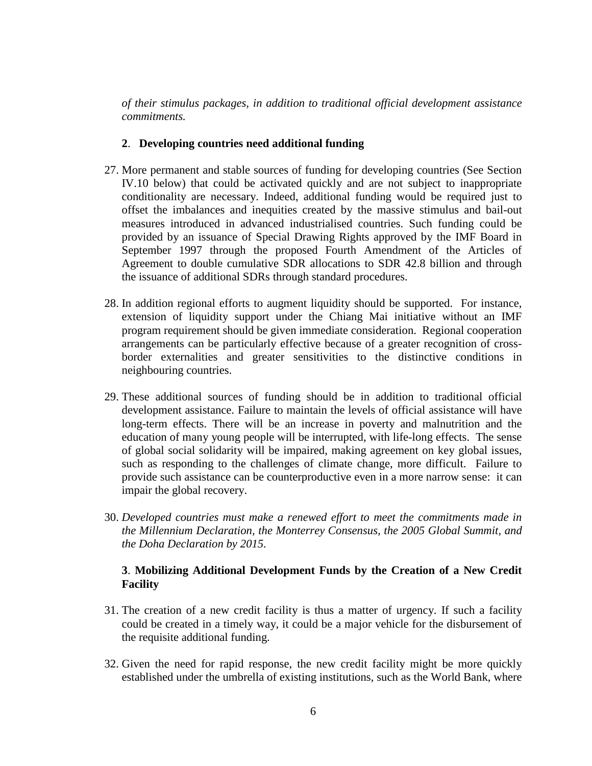*of their stimulus packages, in addition to traditional official development assistance commitments.*

**2**. **Developing countries need additional funding**

27. More permanent and stable sources of funding for developing countries (See Section IV.10 below) that could be activated quickly and are not subject to inappropriate conditionality are necessary. Indeed, additional funding would be required just to offset the imbalances and inequities created by the massive stimulus and bail-out measures introduced in advanced industrialised countries. Such funding could be provided by an issuance of Special Drawing Rights approved by the IMF Board in September 1997 through the proposed Fourth Amendment of the Articles of Agreement to double cumulative SDR allocations to SDR 42.8 billion and through the issuance of additional SDRs through standard procedures.

28. In addition regional efforts to augment liquidity should be supported. For instance, extension of liquidity support under the Chiang Mai initiative without an IMF program requirement should be given immediate consideration. Regional cooperation arrangements can be particularly effective because of a greater recognition of cross-border externalities and greater sensitivities to the distinctive conditions in neighbouring countries.

29. These additional sources of funding should be in addition to traditional official development assistance. Failure to maintain the levels of official assistance will have long-term effects. There will be an increase in poverty and malnutrition and the education of many young people will be interrupted, with life-long effects. The sense of global social solidarity will be impaired, making agreement on key global issues, such as responding to the challenges of climate change, more difficult. Failure to provide such assistance can be counterproductive even in a more narrow sense: it can impair the global recovery.

30. *Developed countries must make a renewed effort to meet the commitments made in the Millennium Declaration, the Monterrey Consensus, the 2005 Global Summit, and the Doha Declaration by 2015.*

**3**. **Mobilizing Additional Development Funds by the Creation of a New Credit Facility**

31. The creation of a new credit facility is thus a matter of urgency. If such a facility could be created in a timely way, it could be a major vehicle for the disbursement of the requisite additional funding.

32. Given the need for rapid response, the new credit facility might be more quickly established under the umbrella of existing institutions, such as the World Bank, where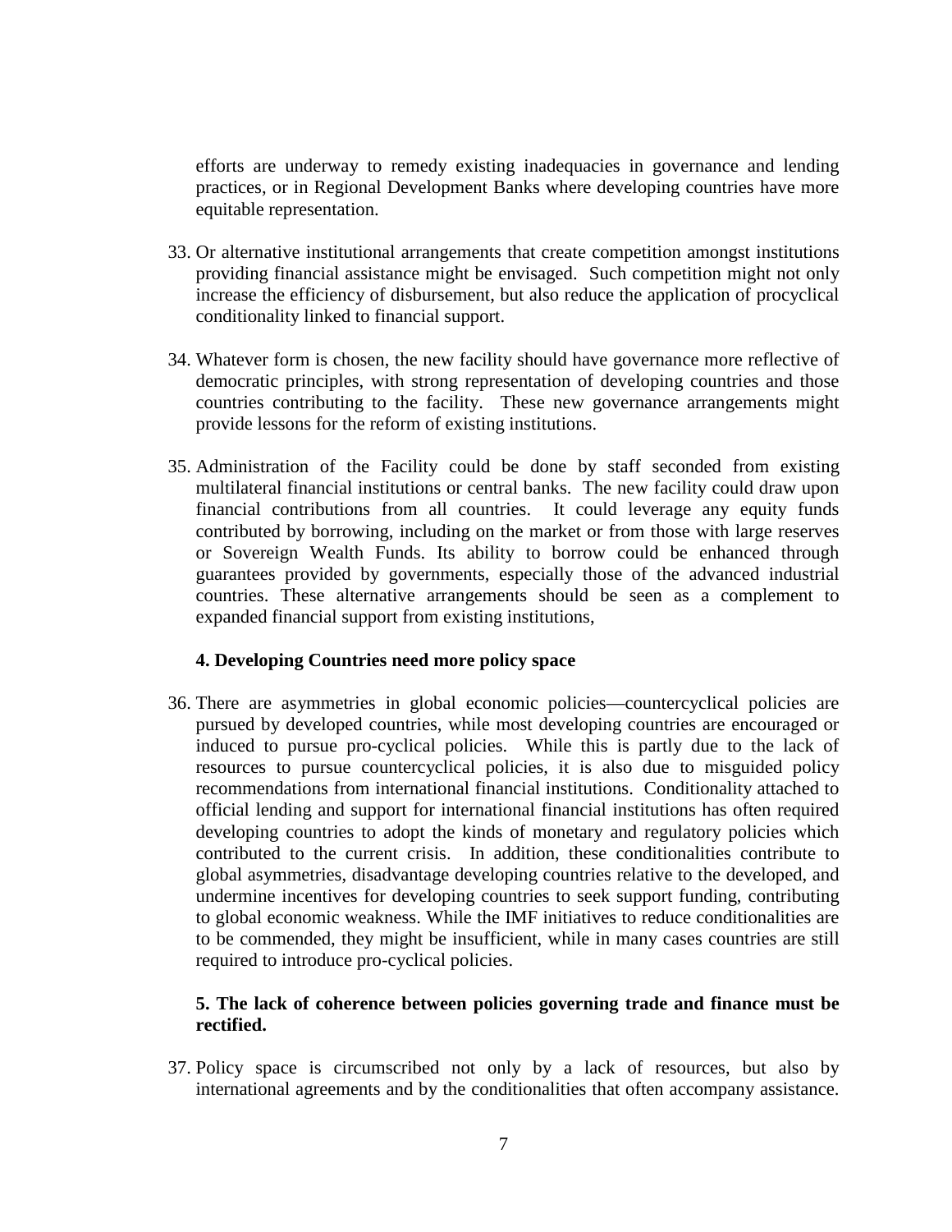efforts are underway to remedy existing inadequacies in governance and lending practices, or in Regional Development Banks where developing countries have more equitable representation.

33. Or alternative institutional arrangements that create competition amongst institutions providing financial assistance might be envisaged. Such competition might not only increase the efficiency of disbursement, but also reduce the application of procyclical conditionality linked to financial support.

34. Whatever form is chosen, the new facility should have governance more reflective of democratic principles, with strong representation of developing countries and those countries contributing to the facility. These new governance arrangements might provide lessons for the reform of existing institutions.

35. Administration of the Facility could be done by staff seconded from existing multilateral financial institutions or central banks. The new facility could draw upon financial contributions from all countries. It could leverage any equity funds contributed by borrowing, including on the market or from those with large reserves or Sovereign Wealth Funds. Its ability to borrow could be enhanced through guarantees provided by governments, especially those of the advanced industrial countries. These alternative arrangements should be seen as a complement to expanded financial support from existing institutions,

### 4. Developing Countries need more policy space

36. There are asymmetries in global economic policies—countercyclical policies are pursued by developed countries, while most developing countries are encouraged or induced to pursue pro-cyclical policies. While this is partly due to the lack of resources to pursue countercyclical policies, it is also due to misguided policy recommendations from international financial institutions. Conditionality attached to official lending and support for international financial institutions has often required developing countries to adopt the kinds of monetary and regulatory policies which contributed to the current crisis. In addition, these conditionalities contribute to global asymmetries, disadvantage developing countries relative to the developed, and undermine incentives for developing countries to seek support funding, contributing to global economic weakness. While the IMF initiatives to reduce conditionalities are to be commended, they might be insufficient, while in many cases countries are still required to introduce pro-cyclical policies.

### 5. The lack of coherence between policies governing trade and finance must be rectified.

37. Policy space is circumscribed not only by a lack of resources, but also by international agreements and by the conditionalities that often accompany assistance.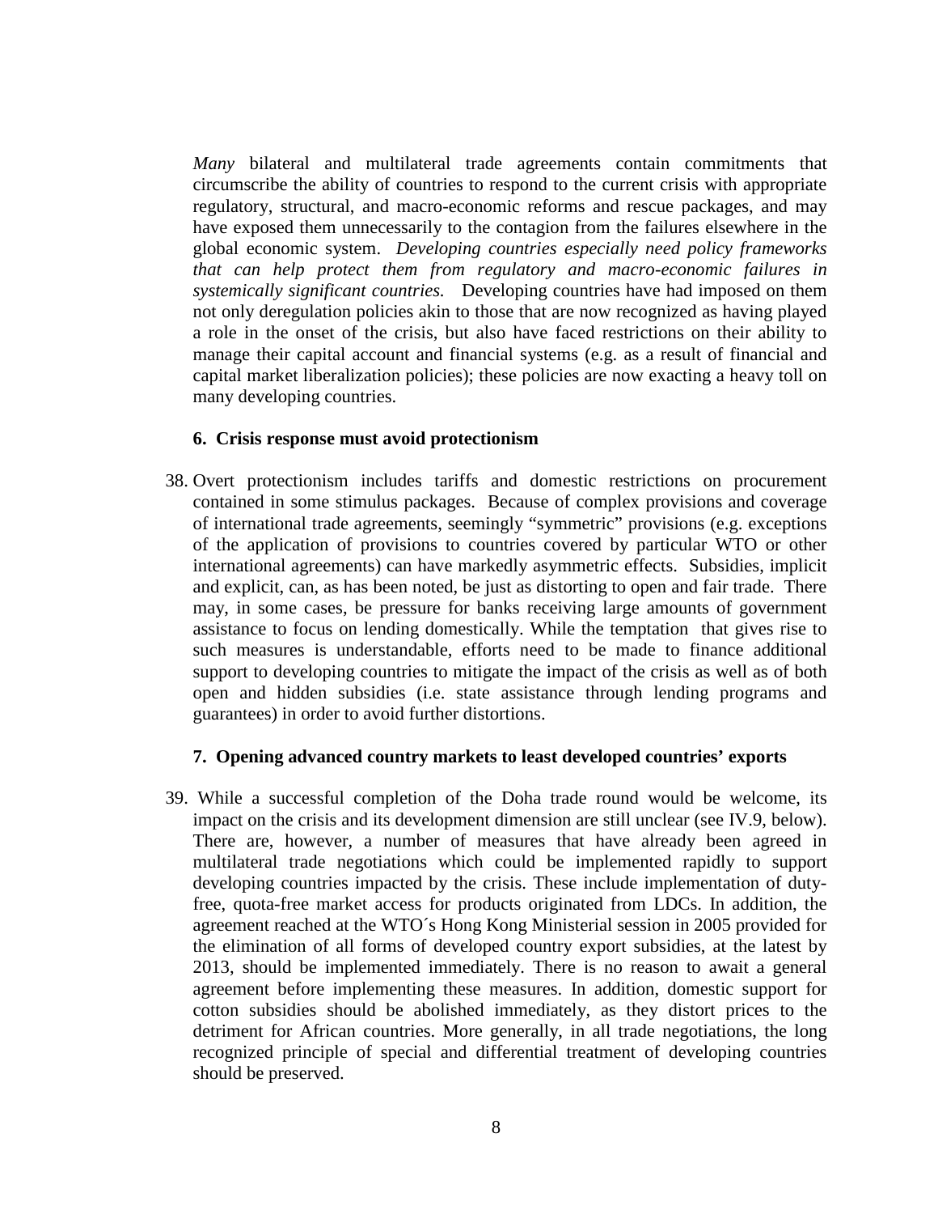*Many* bilateral and multilateral trade agreements contain commitments that circumscribe the ability of countries to respond to the current crisis with appropriate regulatory, structural, and macro-economic reforms and rescue packages, and may have exposed them unnecessarily to the contagion from the failures elsewhere in the global economic system. *Developing countries especially need policy frameworks that can help protect them from regulatory and macro-economic failures in systemically significant countries.* Developing countries have had imposed on them not only deregulation policies akin to those that are now recognized as having played a role in the onset of the crisis, but also have faced restrictions on their ability to manage their capital account and financial systems (e.g. as a result of financial and capital market liberalization policies); these policies are now exacting a heavy toll on many developing countries.

### 6. Crisis response must avoid protectionism

38. Overt protectionism includes tariffs and domestic restrictions on procurement contained in some stimulus packages. Because of complex provisions and coverage of international trade agreements, seemingly "symmetric" provisions (e.g. exceptions of the application of provisions to countries covered by particular WTO or other international agreements) can have markedly asymmetric effects. Subsidies, implicit and explicit, can, as has been noted, be just as distorting to open and fair trade. There may, in some cases, be pressure for banks receiving large amounts of government assistance to focus on lending domestically. While the temptation that gives rise to such measures is understandable, efforts need to be made to finance additional support to developing countries to mitigate the impact of the crisis as well as of both open and hidden subsidies (i.e. state assistance through lending programs and guarantees) in order to avoid further distortions.

### 7. Opening advanced country markets to least developed countries' exports

39. While a successful completion of the Doha trade round would be welcome, its impact on the crisis and its development dimension are still unclear (see IV.9, below). There are, however, a number of measures that have already been agreed in multilateral trade negotiations which could be implemented rapidly to support developing countries impacted by the crisis. These include implementation of duty-free, quota-free market access for products originated from LDCs. In addition, the agreement reached at the WTO´s Hong Kong Ministerial session in 2005 provided for the elimination of all forms of developed country export subsidies, at the latest by 2013, should be implemented immediately. There is no reason to await a general agreement before implementing these measures. In addition, domestic support for cotton subsidies should be abolished immediately, as they distort prices to the detriment for African countries. More generally, in all trade negotiations, the long recognized principle of special and differential treatment of developing countries should be preserved.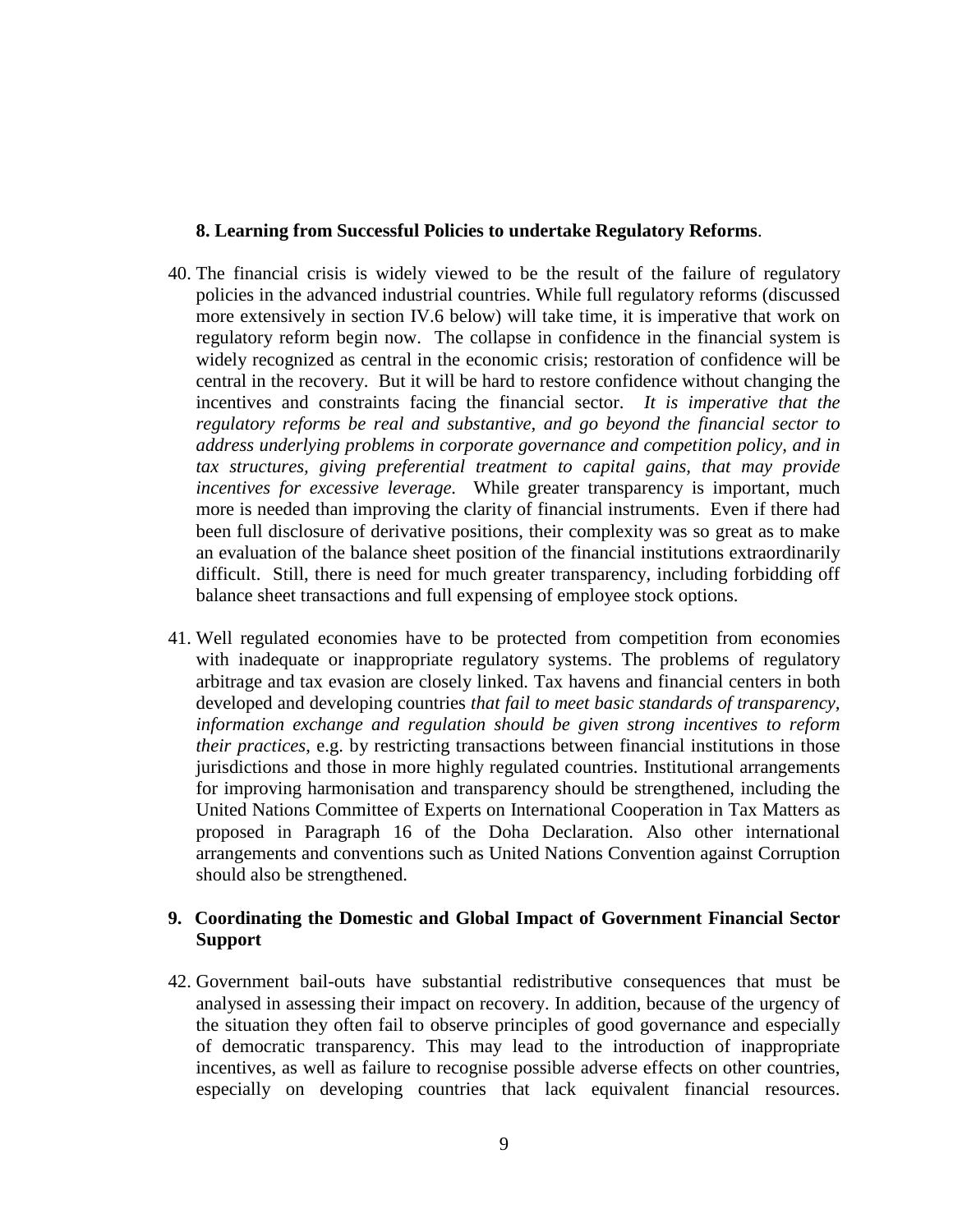**8. Learning from Successful Policies to undertake Regulatory Reforms**.

40. The financial crisis is widely viewed to be the result of the failure of regulatory policies in the advanced industrial countries. While full regulatory reforms (discussed more extensively in section IV.6 below) will take time, it is imperative that work on regulatory reform begin now. The collapse in confidence in the financial system is widely recognized as central in the economic crisis; restoration of confidence will be central in the recovery. But it will be hard to restore confidence without changing the incentives and constraints facing the financial sector. *It is imperative that the regulatory reforms be real and substantive, and go beyond the financial sector to address underlying problems in corporate governance and competition policy, and in tax structures, giving preferential treatment to capital gains, that may provide incentives for excessive leverage.* While greater transparency is important, much more is needed than improving the clarity of financial instruments. Even if there had been full disclosure of derivative positions, their complexity was so great as to make an evaluation of the balance sheet position of the financial institutions extraordinarily difficult. Still, there is need for much greater transparency, including forbidding off balance sheet transactions and full expensing of employee stock options.

41. Well regulated economies have to be protected from competition from economies with inadequate or inappropriate regulatory systems. The problems of regulatory arbitrage and tax evasion are closely linked. Tax havens and financial centers in both developed and developing countries *that fail to meet basic standards of transparency, information exchange and regulation should be given strong incentives to reform their practices*, e.g. by restricting transactions between financial institutions in those jurisdictions and those in more highly regulated countries. Institutional arrangements for improving harmonisation and transparency should be strengthened, including the United Nations Committee of Experts on International Cooperation in Tax Matters as proposed in Paragraph 16 of the Doha Declaration. Also other international arrangements and conventions such as United Nations Convention against Corruption should also be strengthened.

**9. Coordinating the Domestic and Global Impact of Government Financial Sector Support**

42. Government bail-outs have substantial redistributive consequences that must be analysed in assessing their impact on recovery. In addition, because of the urgency of the situation they often fail to observe principles of good governance and especially of democratic transparency. This may lead to the introduction of inappropriate incentives, as well as failure to recognise possible adverse effects on other countries, especially on developing countries that lack equivalent financial resources.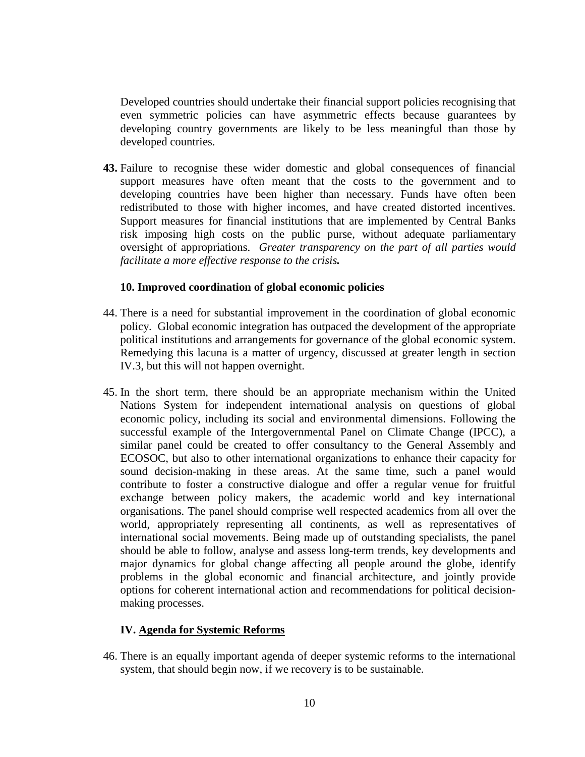Developed countries should undertake their financial support policies recognising that even symmetric policies can have asymmetric effects because guarantees by developing country governments are likely to be less meaningful than those by developed countries.

**43.** Failure to recognise these wider domestic and global consequences of financial support measures have often meant that the costs to the government and to developing countries have been higher than necessary. Funds have often been redistributed to those with higher incomes, and have created distorted incentives. Support measures for financial institutions that are implemented by Central Banks risk imposing high costs on the public purse, without adequate parliamentary oversight of appropriations. *Greater transparency on the part of all parties would facilitate a more effective response to the crisis.*

### 10. Improved coordination of global economic policies

44. There is a need for substantial improvement in the coordination of global economic policy. Global economic integration has outpaced the development of the appropriate political institutions and arrangements for governance of the global economic system. Remedying this lacuna is a matter of urgency, discussed at greater length in section IV.3, but this will not happen overnight.

45. In the short term, there should be an appropriate mechanism within the United Nations System for independent international analysis on questions of global economic policy, including its social and environmental dimensions. Following the successful example of the Intergovernmental Panel on Climate Change (IPCC), a similar panel could be created to offer consultancy to the General Assembly and ECOSOC, but also to other international organizations to enhance their capacity for sound decision-making in these areas. At the same time, such a panel would contribute to foster a constructive dialogue and offer a regular venue for fruitful exchange between policy makers, the academic world and key international organisations. The panel should comprise well respected academics from all over the world, appropriately representing all continents, as well as representatives of international social movements. Being made up of outstanding specialists, the panel should be able to follow, analyse and assess long-term trends, key developments and major dynamics for global change affecting all people around the globe, identify problems in the global economic and financial architecture, and jointly provide options for coherent international action and recommendations for political decision-making processes.

## IV. Agenda for Systemic Reforms

46. There is an equally important agenda of deeper systemic reforms to the international system, that should begin now, if we recovery is to be sustainable.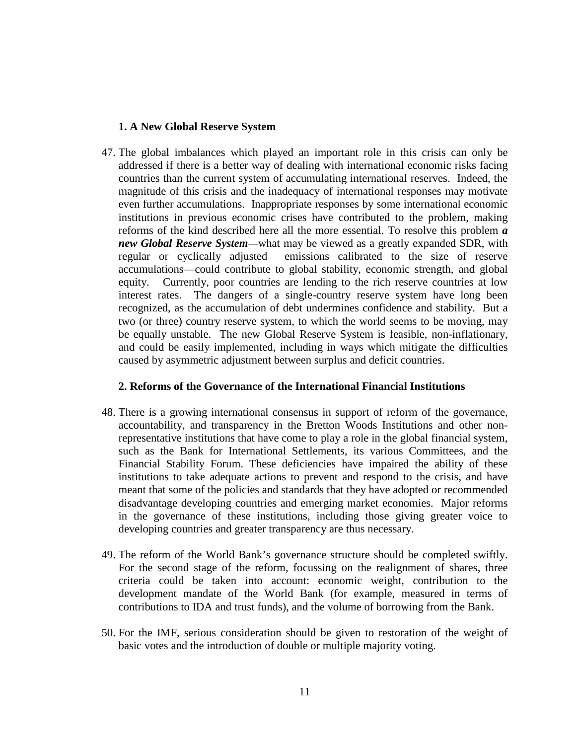### 1. A New Global Reserve System

47. The global imbalances which played an important role in this crisis can only be addressed if there is a better way of dealing with international economic risks facing countries than the current system of accumulating international reserves. Indeed, the magnitude of this crisis and the inadequacy of international responses may motivate even further accumulations. Inappropriate responses by some international economic institutions in previous economic crises have contributed to the problem, making reforms of the kind described here all the more essential. To resolve this problem ***a new Global Reserve System***—what may be viewed as a greatly expanded SDR, with regular or cyclically adjusted emissions calibrated to the size of reserve accumulations—could contribute to global stability, economic strength, and global equity. Currently, poor countries are lending to the rich reserve countries at low interest rates. The dangers of a single-country reserve system have long been recognized, as the accumulation of debt undermines confidence and stability. But a two (or three) country reserve system, to which the world seems to be moving, may be equally unstable. The new Global Reserve System is feasible, non-inflationary, and could be easily implemented, including in ways which mitigate the difficulties caused by asymmetric adjustment between surplus and deficit countries.

### 2. Reforms of the Governance of the International Financial Institutions

48. There is a growing international consensus in support of reform of the governance, accountability, and transparency in the Bretton Woods Institutions and other non-representative institutions that have come to play a role in the global financial system, such as the Bank for International Settlements, its various Committees, and the Financial Stability Forum. These deficiencies have impaired the ability of these institutions to take adequate actions to prevent and respond to the crisis, and have meant that some of the policies and standards that they have adopted or recommended disadvantage developing countries and emerging market economies. Major reforms in the governance of these institutions, including those giving greater voice to developing countries and greater transparency are thus necessary.

49. The reform of the World Bank's governance structure should be completed swiftly. For the second stage of the reform, focussing on the realignment of shares, three criteria could be taken into account: economic weight, contribution to the development mandate of the World Bank (for example, measured in terms of contributions to IDA and trust funds), and the volume of borrowing from the Bank.

50. For the IMF, serious consideration should be given to restoration of the weight of basic votes and the introduction of double or multiple majority voting.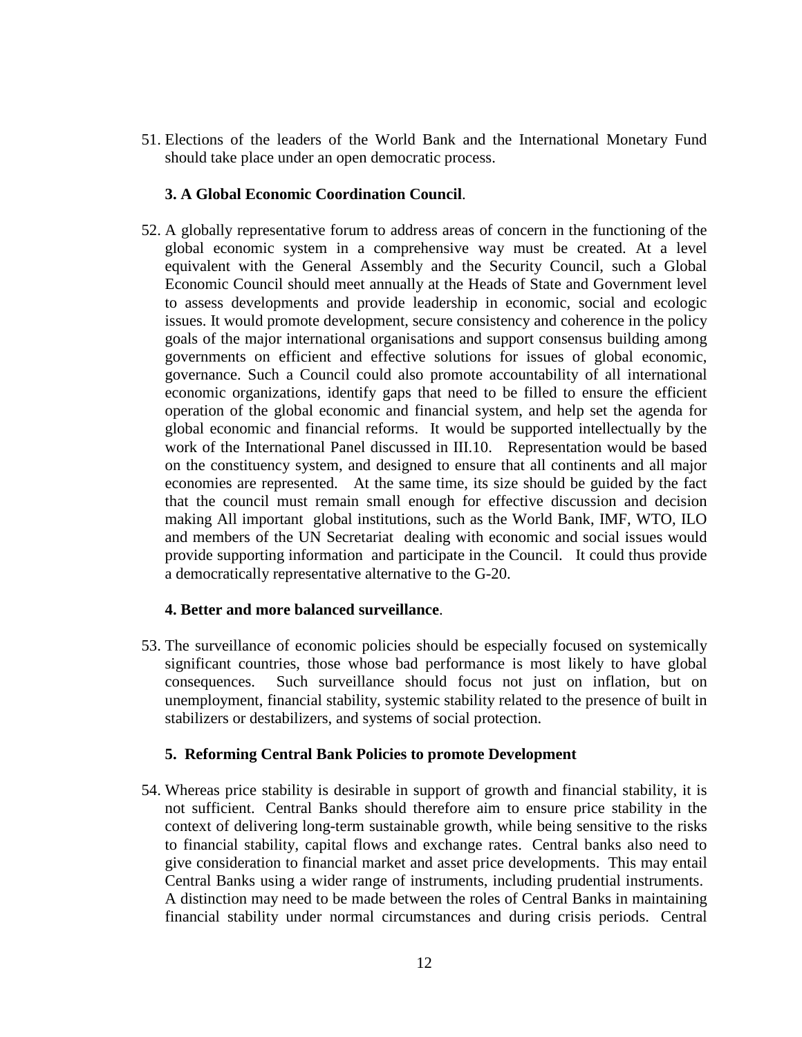51. Elections of the leaders of the World Bank and the International Monetary Fund should take place under an open democratic process.

### 3. A Global Economic Coordination Council.

52. A globally representative forum to address areas of concern in the functioning of the global economic system in a comprehensive way must be created. At a level equivalent with the General Assembly and the Security Council, such a Global Economic Council should meet annually at the Heads of State and Government level to assess developments and provide leadership in economic, social and ecologic issues. It would promote development, secure consistency and coherence in the policy goals of the major international organisations and support consensus building among governments on efficient and effective solutions for issues of global economic, governance. Such a Council could also promote accountability of all international economic organizations, identify gaps that need to be filled to ensure the efficient operation of the global economic and financial system, and help set the agenda for global economic and financial reforms. It would be supported intellectually by the work of the International Panel discussed in III.10. Representation would be based on the constituency system, and designed to ensure that all continents and all major economies are represented. At the same time, its size should be guided by the fact that the council must remain small enough for effective discussion and decision making All important global institutions, such as the World Bank, IMF, WTO, ILO and members of the UN Secretariat dealing with economic and social issues would provide supporting information and participate in the Council. It could thus provide a democratically representative alternative to the G-20.

### 4. Better and more balanced surveillance.

53. The surveillance of economic policies should be especially focused on systemically significant countries, those whose bad performance is most likely to have global consequences. Such surveillance should focus not just on inflation, but on unemployment, financial stability, systemic stability related to the presence of built in stabilizers or destabilizers, and systems of social protection.

### 5. Reforming Central Bank Policies to promote Development

54. Whereas price stability is desirable in support of growth and financial stability, it is not sufficient. Central Banks should therefore aim to ensure price stability in the context of delivering long-term sustainable growth, while being sensitive to the risks to financial stability, capital flows and exchange rates. Central banks also need to give consideration to financial market and asset price developments. This may entail Central Banks using a wider range of instruments, including prudential instruments. A distinction may need to be made between the roles of Central Banks in maintaining financial stability under normal circumstances and during crisis periods. Central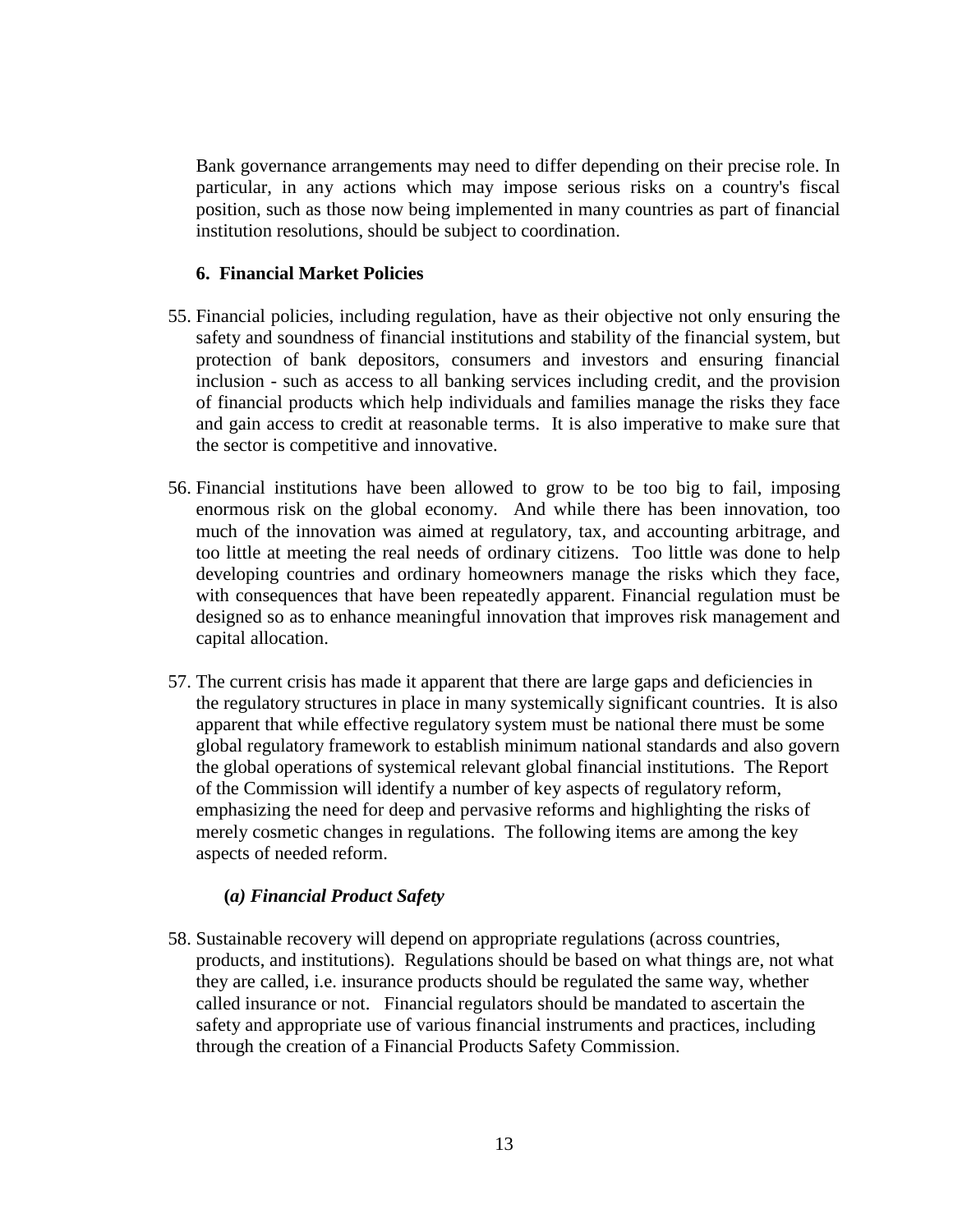Bank governance arrangements may need to differ depending on their precise role. In particular, in any actions which may impose serious risks on a country's fiscal position, such as those now being implemented in many countries as part of financial institution resolutions, should be subject to coordination.

### 6. Financial Market Policies

55. Financial policies, including regulation, have as their objective not only ensuring the safety and soundness of financial institutions and stability of the financial system, but protection of bank depositors, consumers and investors and ensuring financial inclusion - such as access to all banking services including credit, and the provision of financial products which help individuals and families manage the risks they face and gain access to credit at reasonable terms. It is also imperative to make sure that the sector is competitive and innovative.

56. Financial institutions have been allowed to grow to be too big to fail, imposing enormous risk on the global economy. And while there has been innovation, too much of the innovation was aimed at regulatory, tax, and accounting arbitrage, and too little at meeting the real needs of ordinary citizens. Too little was done to help developing countries and ordinary homeowners manage the risks which they face, with consequences that have been repeatedly apparent. Financial regulation must be designed so as to enhance meaningful innovation that improves risk management and capital allocation.

57. The current crisis has made it apparent that there are large gaps and deficiencies in the regulatory structures in place in many systemically significant countries. It is also apparent that while effective regulatory system must be national there must be some global regulatory framework to establish minimum national standards and also govern the global operations of systemical relevant global financial institutions. The Report of the Commission will identify a number of key aspects of regulatory reform, emphasizing the need for deep and pervasive reforms and highlighting the risks of merely cosmetic changes in regulations. The following items are among the key aspects of needed reform.

#### (*a) Financial Product Safety*

58. Sustainable recovery will depend on appropriate regulations (across countries, products, and institutions). Regulations should be based on what things are, not what they are called, i.e. insurance products should be regulated the same way, whether called insurance or not. Financial regulators should be mandated to ascertain the safety and appropriate use of various financial instruments and practices, including through the creation of a Financial Products Safety Commission.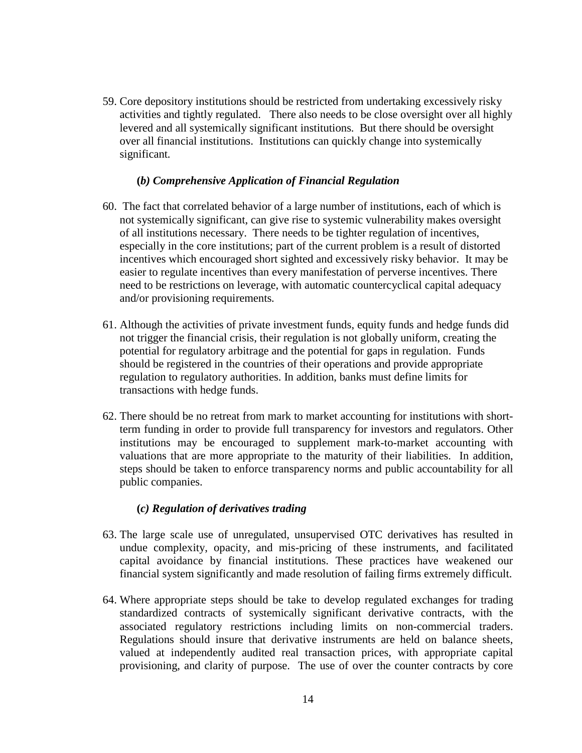59. Core depository institutions should be restricted from undertaking excessively risky activities and tightly regulated. There also needs to be close oversight over all highly levered and all systemically significant institutions. But there should be oversight over all financial institutions. Institutions can quickly change into systemically significant.

### (*b) Comprehensive Application of Financial Regulation*

60. The fact that correlated behavior of a large number of institutions, each of which is not systemically significant, can give rise to systemic vulnerability makes oversight of all institutions necessary. There needs to be tighter regulation of incentives, especially in the core institutions; part of the current problem is a result of distorted incentives which encouraged short sighted and excessively risky behavior. It may be easier to regulate incentives than every manifestation of perverse incentives. There need to be restrictions on leverage, with automatic countercyclical capital adequacy and/or provisioning requirements.

61. Although the activities of private investment funds, equity funds and hedge funds did not trigger the financial crisis, their regulation is not globally uniform, creating the potential for regulatory arbitrage and the potential for gaps in regulation. Funds should be registered in the countries of their operations and provide appropriate regulation to regulatory authorities. In addition, banks must define limits for transactions with hedge funds.

62. There should be no retreat from mark to market accounting for institutions with short-term funding in order to provide full transparency for investors and regulators. Other institutions may be encouraged to supplement mark-to-market accounting with valuations that are more appropriate to the maturity of their liabilities. In addition, steps should be taken to enforce transparency norms and public accountability for all public companies.

### (*c) Regulation of derivatives trading*

63. The large scale use of unregulated, unsupervised OTC derivatives has resulted in undue complexity, opacity, and mis-pricing of these instruments, and facilitated capital avoidance by financial institutions. These practices have weakened our financial system significantly and made resolution of failing firms extremely difficult.

64. Where appropriate steps should be take to develop regulated exchanges for trading standardized contracts of systemically significant derivative contracts, with the associated regulatory restrictions including limits on non-commercial traders. Regulations should insure that derivative instruments are held on balance sheets, valued at independently audited real transaction prices, with appropriate capital provisioning, and clarity of purpose. The use of over the counter contracts by core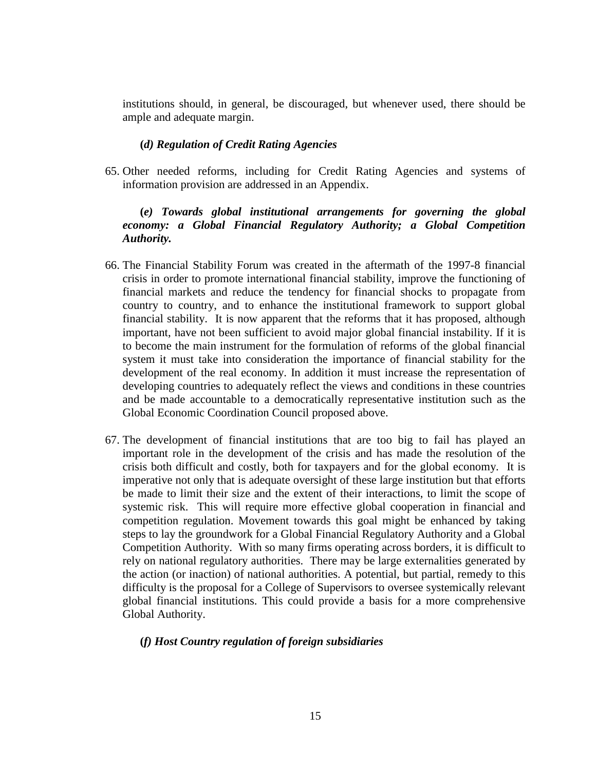institutions should, in general, be discouraged, but whenever used, there should be ample and adequate margin.

### (*d) Regulation of Credit Rating Agencies*

65. Other needed reforms, including for Credit Rating Agencies and systems of information provision are addressed in an Appendix.

### (*e) Towards global institutional arrangements for governing the global economy: a Global Financial Regulatory Authority; a Global Competition Authority.*

66. The Financial Stability Forum was created in the aftermath of the 1997-8 financial crisis in order to promote international financial stability, improve the functioning of financial markets and reduce the tendency for financial shocks to propagate from country to country, and to enhance the institutional framework to support global financial stability. It is now apparent that the reforms that it has proposed, although important, have not been sufficient to avoid major global financial instability. If it is to become the main instrument for the formulation of reforms of the global financial system it must take into consideration the importance of financial stability for the development of the real economy. In addition it must increase the representation of developing countries to adequately reflect the views and conditions in these countries and be made accountable to a democratically representative institution such as the Global Economic Coordination Council proposed above.

67. The development of financial institutions that are too big to fail has played an important role in the development of the crisis and has made the resolution of the crisis both difficult and costly, both for taxpayers and for the global economy. It is imperative not only that is adequate oversight of these large institution but that efforts be made to limit their size and the extent of their interactions, to limit the scope of systemic risk. This will require more effective global cooperation in financial and competition regulation. Movement towards this goal might be enhanced by taking steps to lay the groundwork for a Global Financial Regulatory Authority and a Global Competition Authority. With so many firms operating across borders, it is difficult to rely on national regulatory authorities. There may be large externalities generated by the action (or inaction) of national authorities. A potential, but partial, remedy to this difficulty is the proposal for a College of Supervisors to oversee systemically relevant global financial institutions. This could provide a basis for a more comprehensive Global Authority.

### (*f) Host Country regulation of foreign subsidiaries*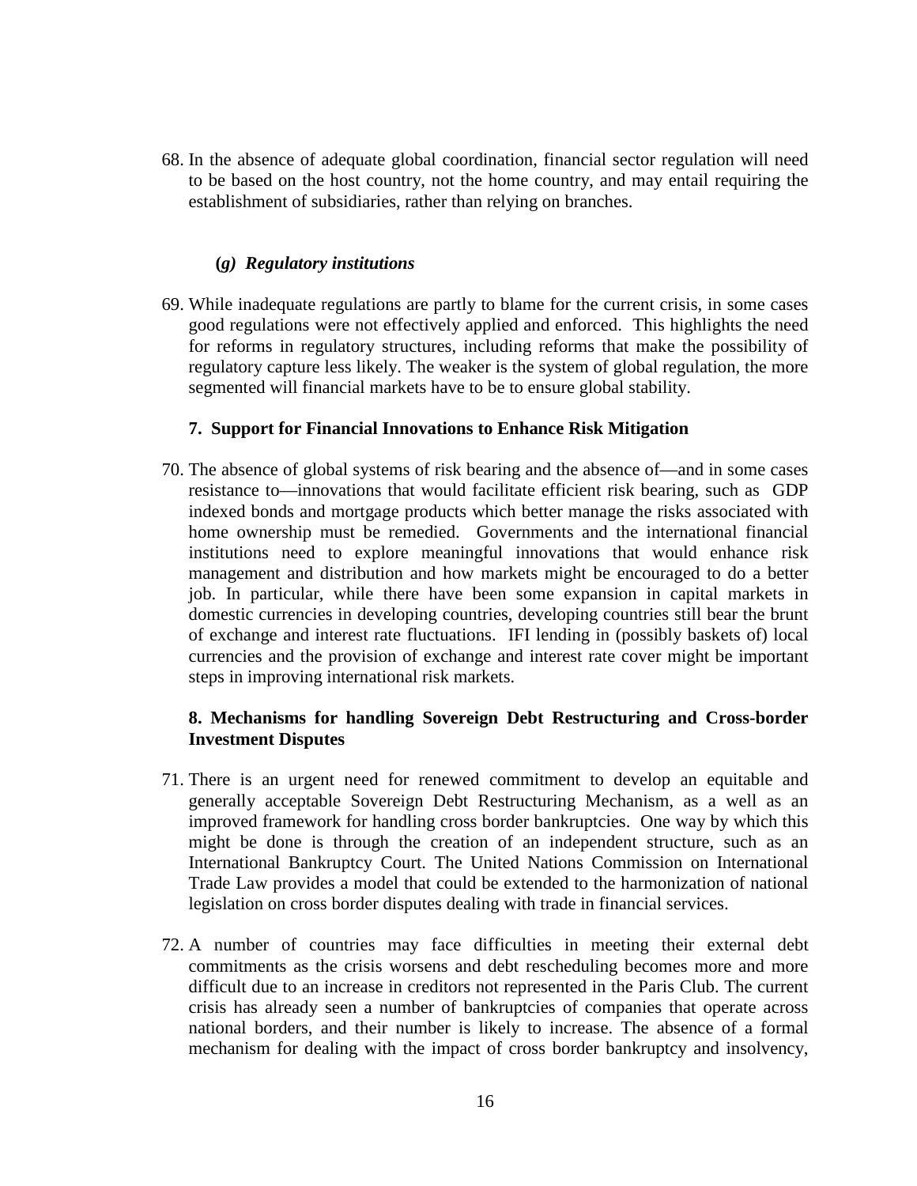68. In the absence of adequate global coordination, financial sector regulation will need to be based on the host country, not the home country, and may entail requiring the establishment of subsidiaries, rather than relying on branches.

#### (*g*) *Regulatory institutions*

69. While inadequate regulations are partly to blame for the current crisis, in some cases good regulations were not effectively applied and enforced. This highlights the need for reforms in regulatory structures, including reforms that make the possibility of regulatory capture less likely. The weaker is the system of global regulation, the more segmented will financial markets have to be to ensure global stability.

### 7. Support for Financial Innovations to Enhance Risk Mitigation

70. The absence of global systems of risk bearing and the absence of—and in some cases resistance to—innovations that would facilitate efficient risk bearing, such as GDP indexed bonds and mortgage products which better manage the risks associated with home ownership must be remedied. Governments and the international financial institutions need to explore meaningful innovations that would enhance risk management and distribution and how markets might be encouraged to do a better job. In particular, while there have been some expansion in capital markets in domestic currencies in developing countries, developing countries still bear the brunt of exchange and interest rate fluctuations. IFI lending in (possibly baskets of) local currencies and the provision of exchange and interest rate cover might be important steps in improving international risk markets.

### 8. Mechanisms for handling Sovereign Debt Restructuring and Cross-border Investment Disputes

71. There is an urgent need for renewed commitment to develop an equitable and generally acceptable Sovereign Debt Restructuring Mechanism, as a well as an improved framework for handling cross border bankruptcies. One way by which this might be done is through the creation of an independent structure, such as an International Bankruptcy Court. The United Nations Commission on International Trade Law provides a model that could be extended to the harmonization of national legislation on cross border disputes dealing with trade in financial services.

72. A number of countries may face difficulties in meeting their external debt commitments as the crisis worsens and debt rescheduling becomes more and more difficult due to an increase in creditors not represented in the Paris Club. The current crisis has already seen a number of bankruptcies of companies that operate across national borders, and their number is likely to increase. The absence of a formal mechanism for dealing with the impact of cross border bankruptcy and insolvency,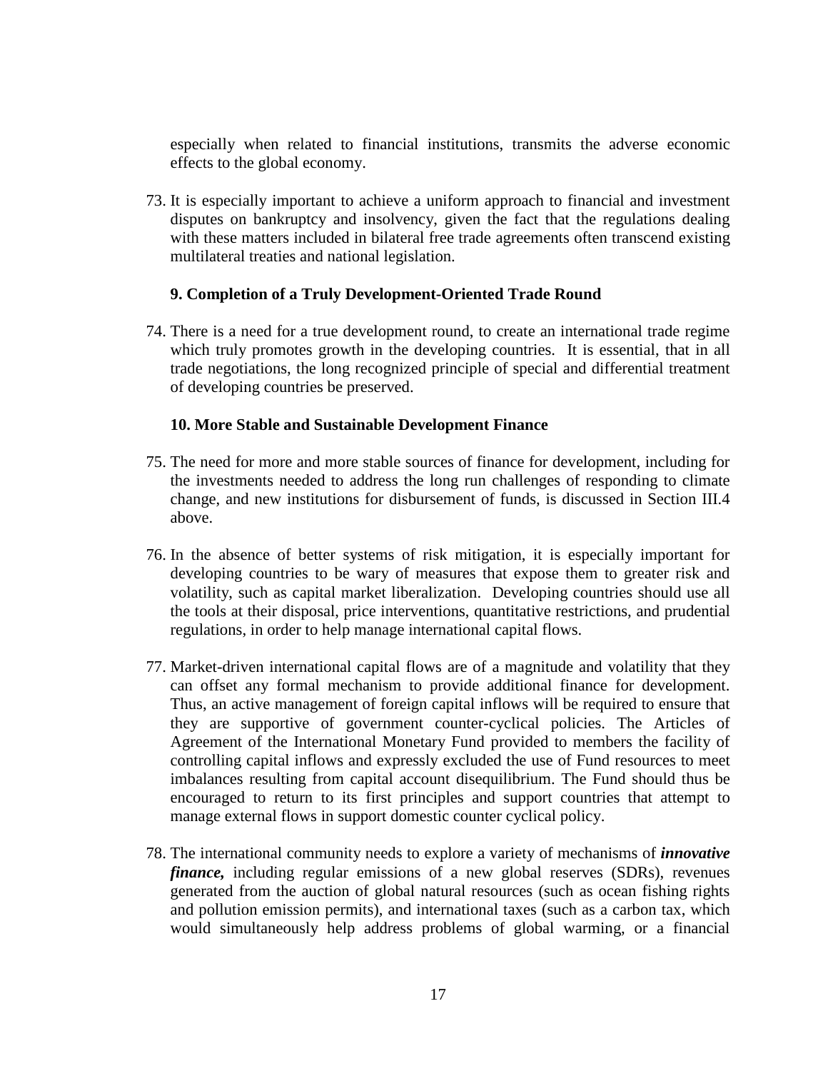especially when related to financial institutions, transmits the adverse economic effects to the global economy.

73. It is especially important to achieve a uniform approach to financial and investment disputes on bankruptcy and insolvency, given the fact that the regulations dealing with these matters included in bilateral free trade agreements often transcend existing multilateral treaties and national legislation.

### 9. Completion of a Truly Development-Oriented Trade Round

74. There is a need for a true development round, to create an international trade regime which truly promotes growth in the developing countries. It is essential, that in all trade negotiations, the long recognized principle of special and differential treatment of developing countries be preserved.

### 10. More Stable and Sustainable Development Finance

75. The need for more and more stable sources of finance for development, including for the investments needed to address the long run challenges of responding to climate change, and new institutions for disbursement of funds, is discussed in Section III.4 above.

76. In the absence of better systems of risk mitigation, it is especially important for developing countries to be wary of measures that expose them to greater risk and volatility, such as capital market liberalization. Developing countries should use all the tools at their disposal, price interventions, quantitative restrictions, and prudential regulations, in order to help manage international capital flows.

77. Market-driven international capital flows are of a magnitude and volatility that they can offset any formal mechanism to provide additional finance for development. Thus, an active management of foreign capital inflows will be required to ensure that they are supportive of government counter-cyclical policies. The Articles of Agreement of the International Monetary Fund provided to members the facility of controlling capital inflows and expressly excluded the use of Fund resources to meet imbalances resulting from capital account disequilibrium. The Fund should thus be encouraged to return to its first principles and support countries that attempt to manage external flows in support domestic counter cyclical policy.

78. The international community needs to explore a variety of mechanisms of ***innovative finance,*** including regular emissions of a new global reserves (SDRs), revenues generated from the auction of global natural resources (such as ocean fishing rights and pollution emission permits), and international taxes (such as a carbon tax, which would simultaneously help address problems of global warming, or a financial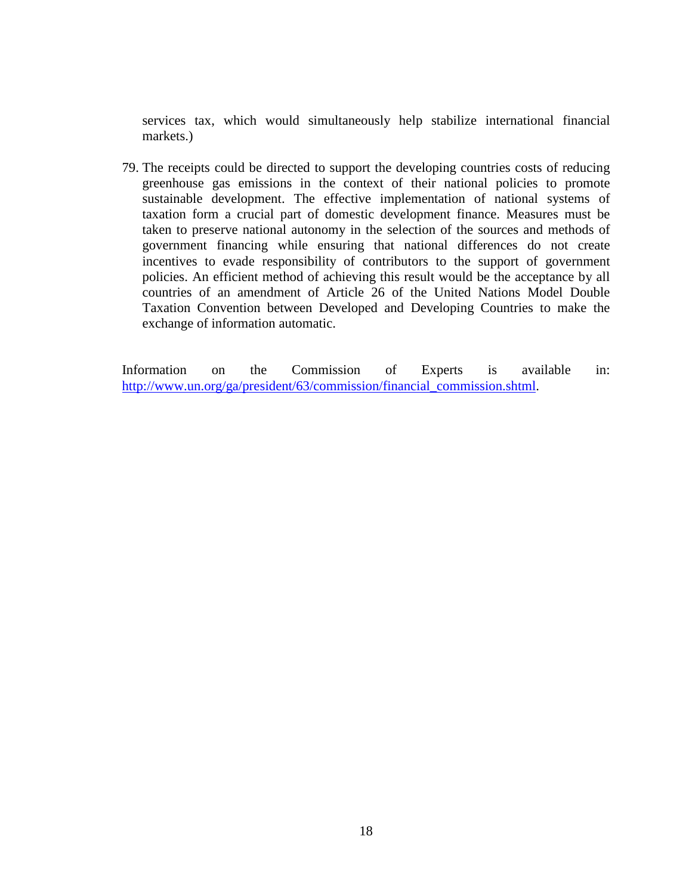services tax, which would simultaneously help stabilize international financial markets.)

79. The receipts could be directed to support the developing countries costs of reducing greenhouse gas emissions in the context of their national policies to promote sustainable development. The effective implementation of national systems of taxation form a crucial part of domestic development finance. Measures must be taken to preserve national autonomy in the selection of the sources and methods of government financing while ensuring that national differences do not create incentives to evade responsibility of contributors to the support of government policies. An efficient method of achieving this result would be the acceptance by all countries of an amendment of Article 26 of the United Nations Model Double Taxation Convention between Developed and Developing Countries to make the exchange of information automatic.

Information on the Commission of Experts is available in: [http://www.un.org/ga/president/63/commission/financial_commission.shtml](http://www.un.org/ga/president/63/commission/financial_commission.shtml).